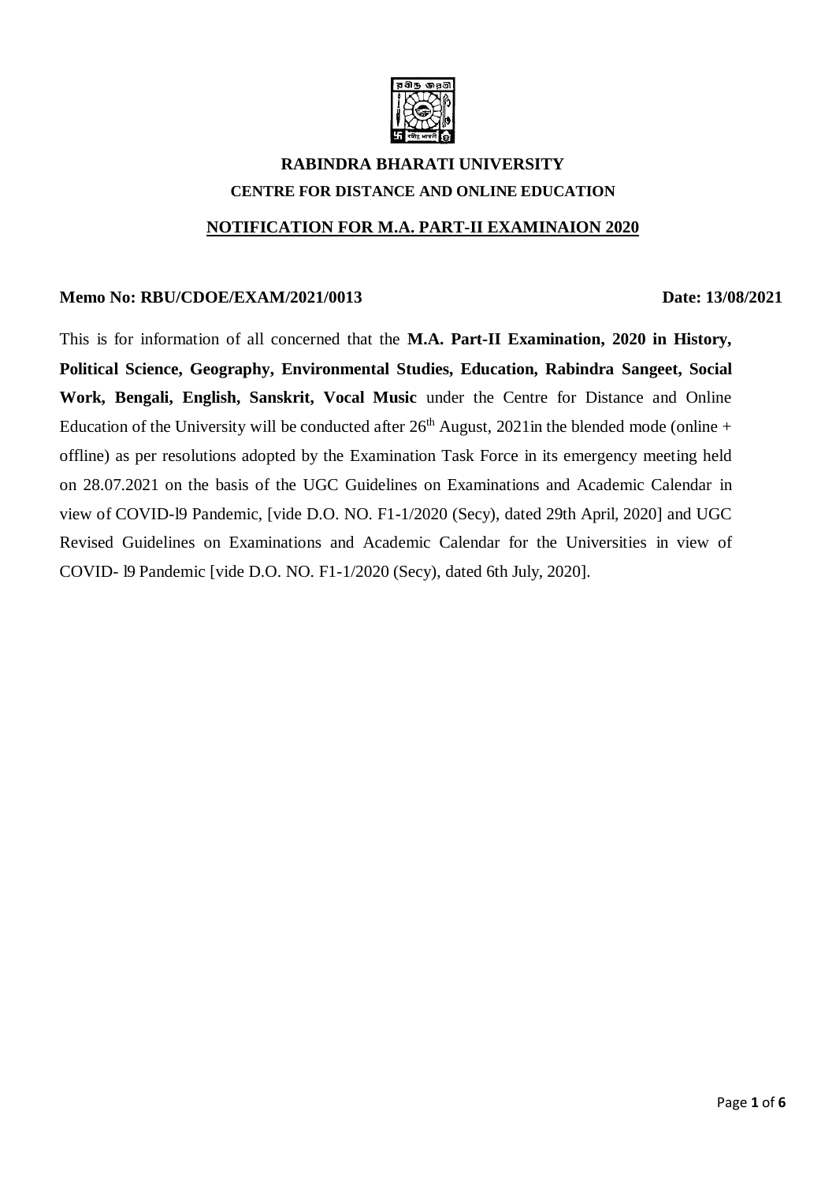# RABINDRA BHARATI UNIVERSITY

## CENTRE FOR DISTANCE AND ONLINE EDUCATION

## NOTIFICATION FOR M.A. PART-II EXAMINAION 2020

**Memo No: RBU/CDOE/EXAM/2021/0013** **Date: 13/08/2021**

This is for information of all concerned that the **M.A. Part-II Examination, 2020 in History, Political Science, Geography, Environmental Studies, Education, Rabindra Sangeet, Social Work, Bengali, English, Sanskrit, Vocal Music** under the Centre for Distance and Online Education of the University will be conducted after 26th August, 2021in the blended mode (online + offline) as per resolutions adopted by the Examination Task Force in its emergency meeting held on 28.07.2021 on the basis of the UGC Guidelines on Examinations and Academic Calendar in view of COVID-l9 Pandemic, [vide D.O. NO. F1-1/2020 (Secy), dated 29th April, 2020] and UGC Revised Guidelines on Examinations and Academic Calendar for the Universities in view of COVID- l9 Pandemic [vide D.O. NO. F1-1/2020 (Secy), dated 6th July, 2020].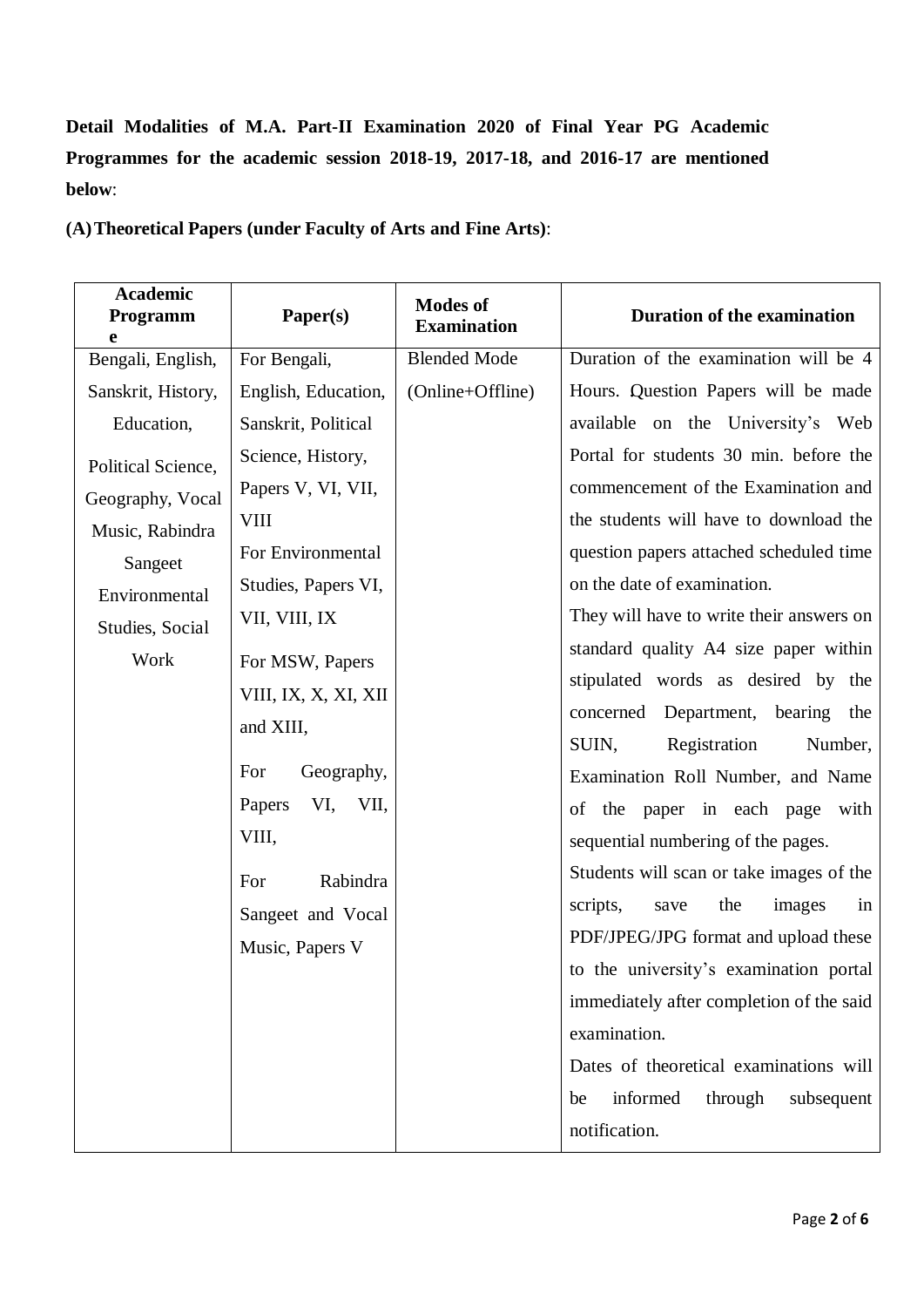**Detail Modalities of M.A. Part-II Examination 2020 of Final Year PG Academic Programmes for the academic session 2018-19, 2017-18, and 2016-17 are mentioned below**:

**(A) Theoretical Papers (under Faculty of Arts and Fine Arts)**:

| Academic Programme | Paper(s) | Modes of Examination | Duration of the examination |
|---|---|---|---|
| Bengali, English, Sanskrit, History, Education, Political Science, Geography, Vocal Music, Rabindra Sangeet Environmental Studies, Social Work | For Bengali, English, Education, Sanskrit, Political Science, History, Papers V, VI, VII, VIII<br>For Environmental Studies, Papers VI, VII, VIII, IX<br>For MSW, Papers VIII, IX, X, XI, XII and XIII,<br>For Geography, Papers VI, VII, VIII,<br>For Rabindra Sangeet and Vocal Music, Papers V | Blended Mode (Online+Offline) | Duration of the examination will be 4 Hours. Question Papers will be made available on the University's Web Portal for students 30 min. before the commencement of the Examination and the students will have to download the question papers attached scheduled time on the date of examination.<br>They will have to write their answers on standard quality A4 size paper within stipulated words as desired by the concerned Department, bearing the SUIN, Registration Number, Examination Roll Number, and Name of the paper in each page with sequential numbering of the pages.<br>Students will scan or take images of the scripts, save the images in PDF/JPEG/JPG format and upload these to the university's examination portal immediately after completion of the said examination.<br>Dates of theoretical examinations will be informed through subsequent notification. |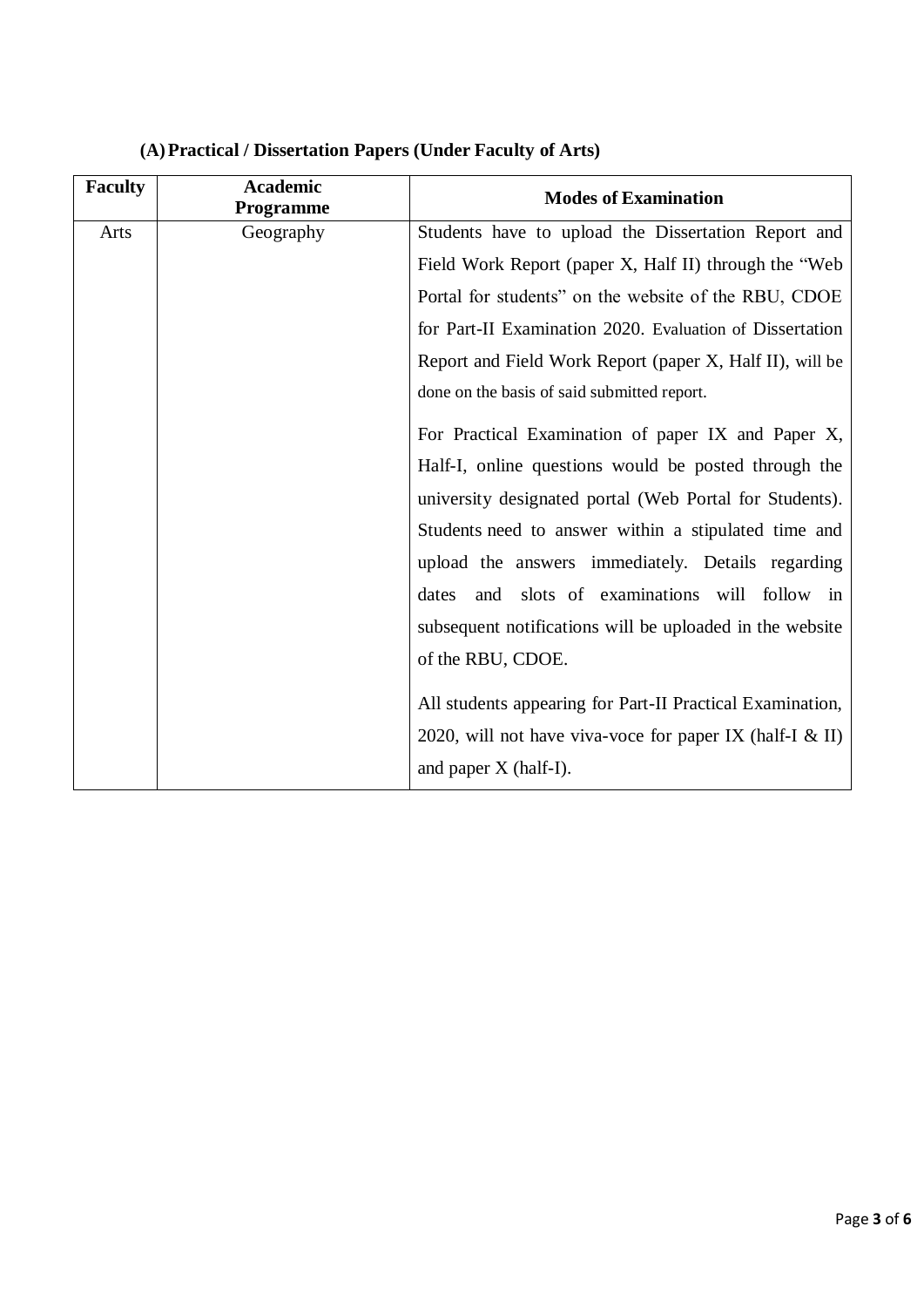### (A) Practical / Dissertation Papers (Under Faculty of Arts)

| Faculty | Academic Programme | Modes of Examination |
|---|---|---|
| Arts | Geography | Students have to upload the Dissertation Report and Field Work Report (paper X, Half II) through the "Web Portal for students" on the website of the RBU, CDOE for Part-II Examination 2020. Evaluation of Dissertation Report and Field Work Report (paper X, Half II), will be done on the basis of said submitted report.<br><br>For Practical Examination of paper IX and Paper X, Half-I, online questions would be posted through the university designated portal (Web Portal for Students). Students need to answer within a stipulated time and upload the answers immediately. Details regarding dates and slots of examinations will follow in subsequent notifications will be uploaded in the website of the RBU, CDOE.<br><br>All students appearing for Part-II Practical Examination, 2020, will not have viva-voce for paper IX (half-I & II) and paper X (half-I). |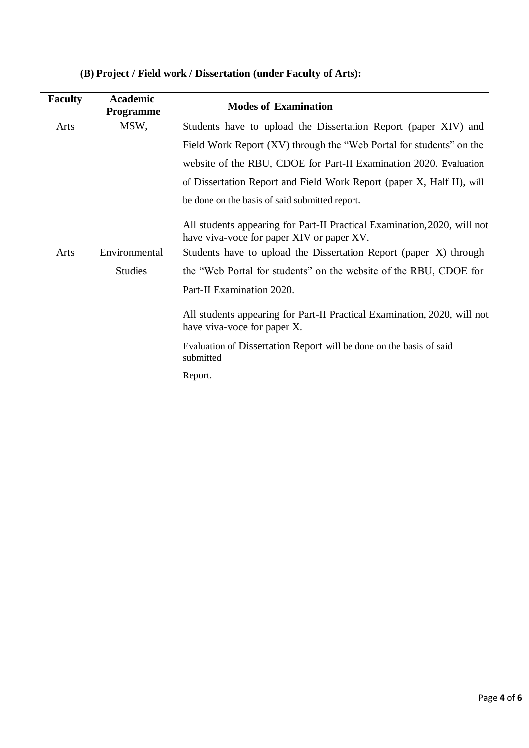**(B) Project / Field work / Dissertation (under Faculty of Arts):**

| Faculty | Academic Programme | Modes of Examination |
|---|---|---|
| Arts | MSW, | Students have to upload the Dissertation Report (paper XIV) and Field Work Report (XV) through the "Web Portal for students" on the website of the RBU, CDOE for Part-II Examination 2020. Evaluation of Dissertation Report and Field Work Report (paper X, Half II), will be done on the basis of said submitted report.<br><br>All students appearing for Part-II Practical Examination, 2020, will not have viva-voce for paper XIV or paper XV. |
| Arts | Environmental Studies | Students have to upload the Dissertation Report (paper X) through the "Web Portal for students" on the website of the RBU, CDOE for Part-II Examination 2020.<br><br>All students appearing for Part-II Practical Examination, 2020, will not have viva-voce for paper X.<br><br>Evaluation of Dissertation Report will be done on the basis of said submitted Report. |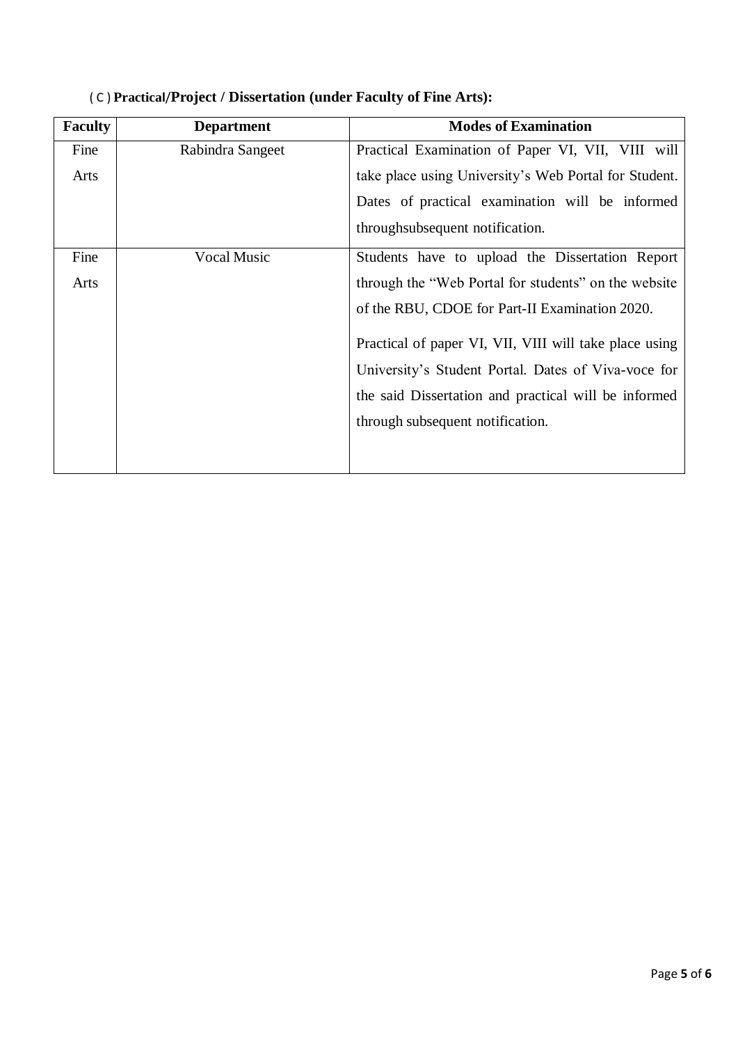(C) **Practical/Project / Dissertation (under Faculty of Fine Arts):**

| **Faculty** | **Department** | **Modes of Examination** |
|---|---|---|
| Fine Arts | Rabindra Sangeet | Practical Examination of Paper VI, VII, VIII will take place using University's Web Portal for Student. Dates of practical examination will be informed throughsubsequent notification. |
| Fine Arts | Vocal Music | Students have to upload the Dissertation Report through the "Web Portal for students" on the website of the RBU, CDOE for Part-II Examination 2020. Practical of paper VI, VII, VIII will take place using University's Student Portal. Dates of Viva-voce for the said Dissertation and practical will be informed through subsequent notification. |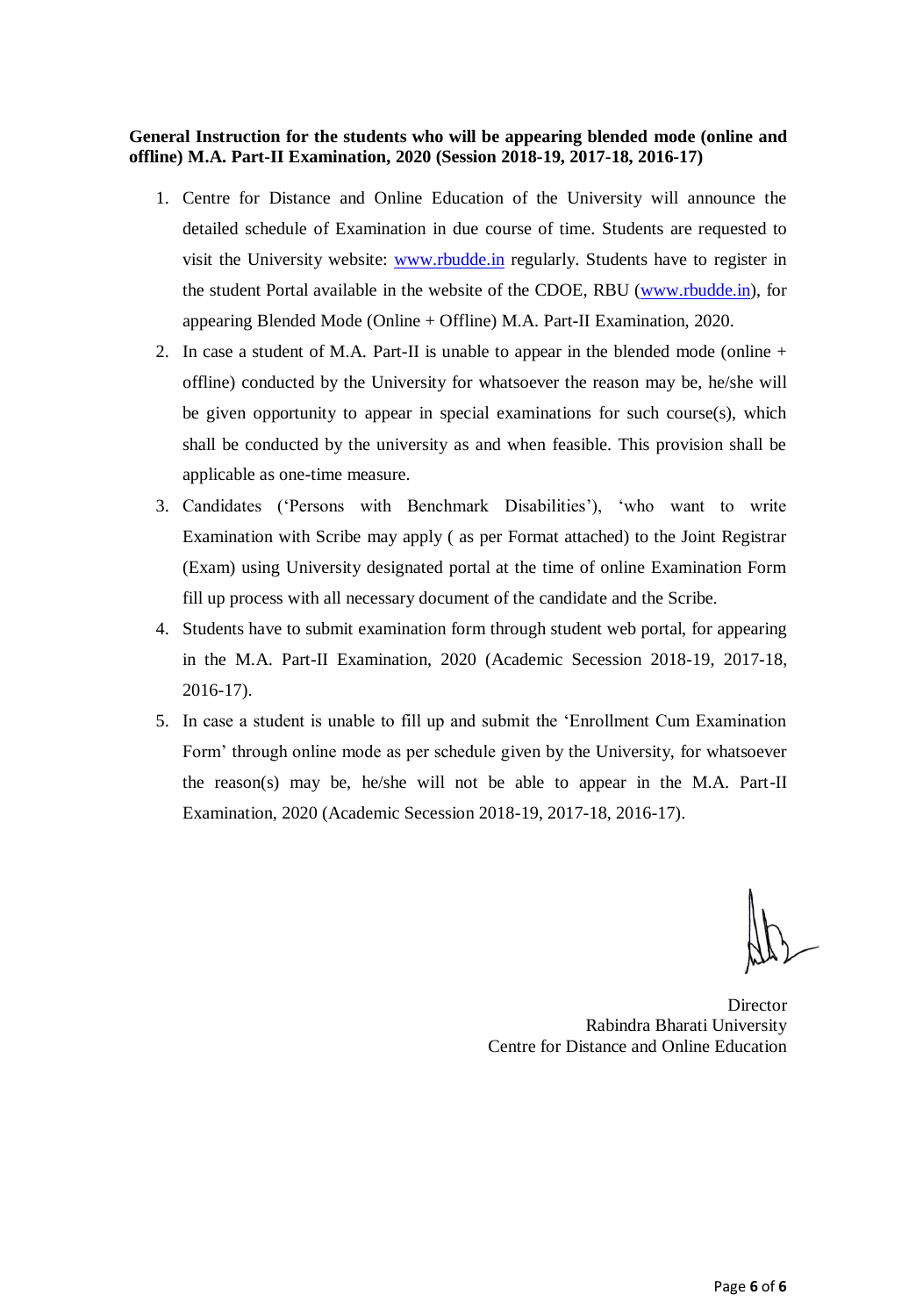**General Instruction for the students who will be appearing blended mode (online and offline) M.A. Part-II Examination, 2020 (Session 2018-19, 2017-18, 2016-17)**

1. Centre for Distance and Online Education of the University will announce the detailed schedule of Examination in due course of time. Students are requested to visit the University website: www.rbudde.in regularly. Students have to register in the student Portal available in the website of the CDOE, RBU (www.rbudde.in), for appearing Blended Mode (Online + Offline) M.A. Part-II Examination, 2020.
2. In case a student of M.A. Part-II is unable to appear in the blended mode (online + offline) conducted by the University for whatsoever the reason may be, he/she will be given opportunity to appear in special examinations for such course(s), which shall be conducted by the university as and when feasible. This provision shall be applicable as one-time measure.
3. Candidates ('Persons with Benchmark Disabilities'), 'who want to write Examination with Scribe may apply ( as per Format attached) to the Joint Registrar (Exam) using University designated portal at the time of online Examination Form fill up process with all necessary document of the candidate and the Scribe.
4. Students have to submit examination form through student web portal, for appearing in the M.A. Part-II Examination, 2020 (Academic Secession 2018-19, 2017-18, 2016-17).
5. In case a student is unable to fill up and submit the 'Enrollment Cum Examination Form' through online mode as per schedule given by the University, for whatsoever the reason(s) may be, he/she will not be able to appear in the M.A. Part-II Examination, 2020 (Academic Secession 2018-19, 2017-18, 2016-17).

Director
Rabindra Bharati University
Centre for Distance and Online Education